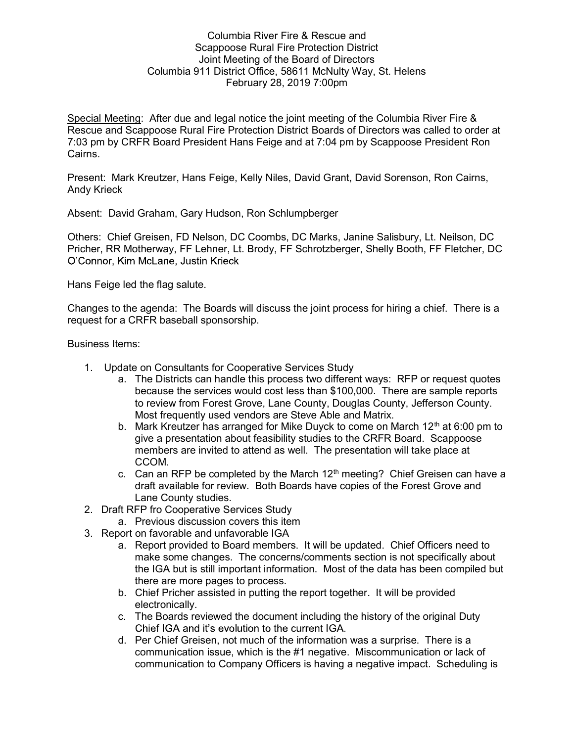Columbia River Fire & Rescue and
Scappoose Rural Fire Protection District
Joint Meeting of the Board of Directors
Columbia 911 District Office, 58611 McNulty Way, St. Helens
February 28, 2019 7:00pm

Special Meeting: After due and legal notice the joint meeting of the Columbia River Fire & Rescue and Scappoose Rural Fire Protection District Boards of Directors was called to order at 7:03 pm by CRFR Board President Hans Feige and at 7:04 pm by Scappoose President Ron Cairns.

Present: Mark Kreutzer, Hans Feige, Kelly Niles, David Grant, David Sorenson, Ron Cairns, Andy Krieck

Absent: David Graham, Gary Hudson, Ron Schlumpberger

Others: Chief Greisen, FD Nelson, DC Coombs, DC Marks, Janine Salisbury, Lt. Neilson, DC Pricher, RR Motherway, FF Lehner, Lt. Brody, FF Schrotzberger, Shelly Booth, FF Fletcher, DC O'Connor, Kim McLane, Justin Krieck

Hans Feige led the flag salute.

Changes to the agenda: The Boards will discuss the joint process for hiring a chief. There is a request for a CRFR baseball sponsorship.

Business Items:

1. Update on Consultants for Cooperative Services Study
   a. The Districts can handle this process two different ways: RFP or request quotes because the services would cost less than $100,000. There are sample reports to review from Forest Grove, Lane County, Douglas County, Jefferson County. Most frequently used vendors are Steve Able and Matrix.
   b. Mark Kreutzer has arranged for Mike Duyck to come on March 12th at 6:00 pm to give a presentation about feasibility studies to the CRFR Board. Scappoose members are invited to attend as well. The presentation will take place at CCOM.
   c. Can an RFP be completed by the March 12th meeting? Chief Greisen can have a draft available for review. Both Boards have copies of the Forest Grove and Lane County studies.
2. Draft RFP fro Cooperative Services Study
   a. Previous discussion covers this item
3. Report on favorable and unfavorable IGA
   a. Report provided to Board members. It will be updated. Chief Officers need to make some changes. The concerns/comments section is not specifically about the IGA but is still important information. Most of the data has been compiled but there are more pages to process.
   b. Chief Pricher assisted in putting the report together. It will be provided electronically.
   c. The Boards reviewed the document including the history of the original Duty Chief IGA and it's evolution to the current IGA.
   d. Per Chief Greisen, not much of the information was a surprise. There is a communication issue, which is the #1 negative. Miscommunication or lack of communication to Company Officers is having a negative impact. Scheduling is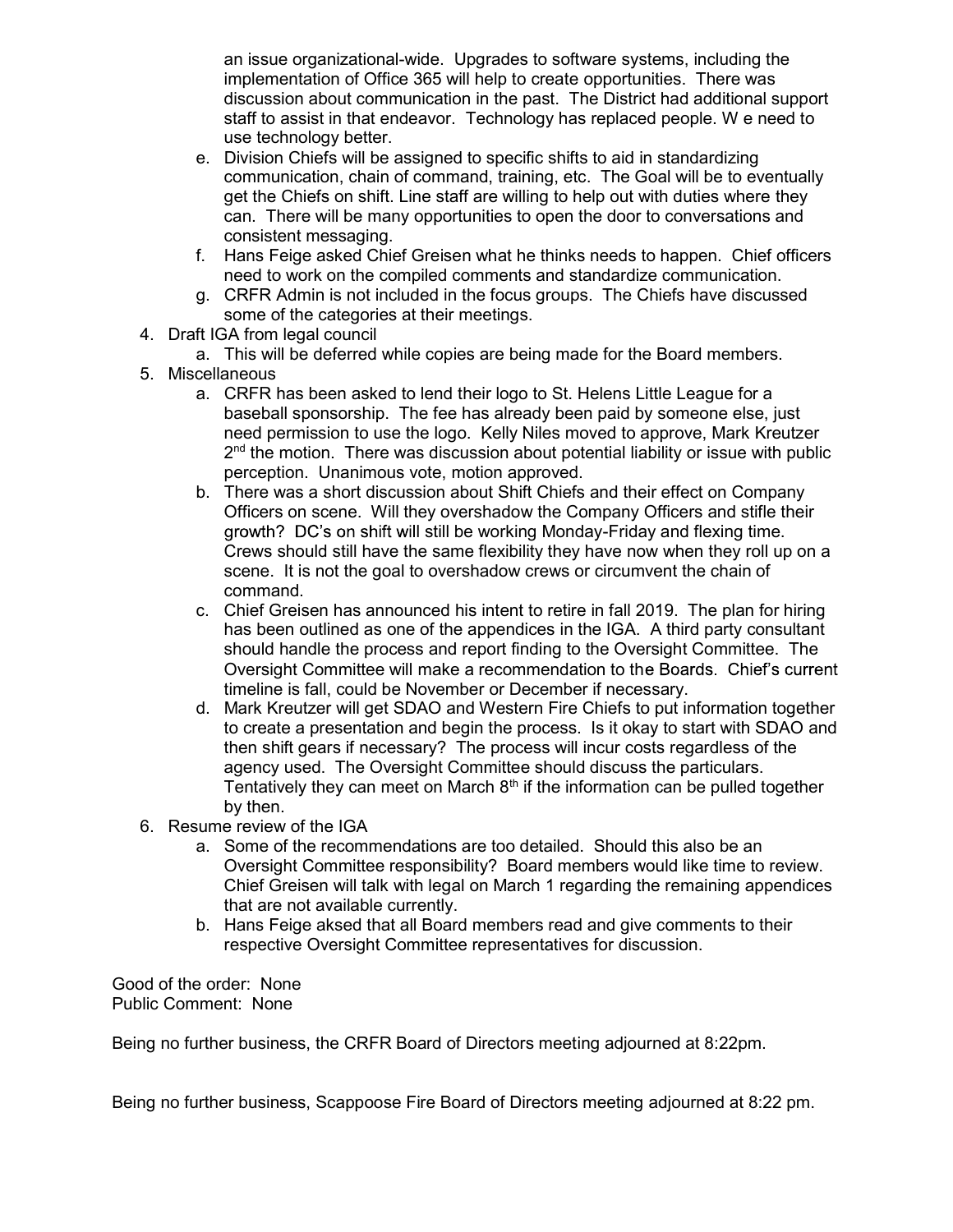an issue organizational-wide. Upgrades to software systems, including the implementation of Office 365 will help to create opportunities. There was discussion about communication in the past. The District had additional support staff to assist in that endeavor. Technology has replaced people. W e need to use technology better.

   e. Division Chiefs will be assigned to specific shifts to aid in standardizing communication, chain of command, training, etc. The Goal will be to eventually get the Chiefs on shift. Line staff are willing to help out with duties where they can. There will be many opportunities to open the door to conversations and consistent messaging.
   f. Hans Feige asked Chief Greisen what he thinks needs to happen. Chief officers need to work on the compiled comments and standardize communication.
   g. CRFR Admin is not included in the focus groups. The Chiefs have discussed some of the categories at their meetings.

4. Draft IGA from legal council
   a. This will be deferred while copies are being made for the Board members.
5. Miscellaneous
   a. CRFR has been asked to lend their logo to St. Helens Little League for a baseball sponsorship. The fee has already been paid by someone else, just need permission to use the logo. Kelly Niles moved to approve, Mark Kreutzer 2nd the motion. There was discussion about potential liability or issue with public perception. Unanimous vote, motion approved.
   b. There was a short discussion about Shift Chiefs and their effect on Company Officers on scene. Will they overshadow the Company Officers and stifle their growth? DC's on shift will still be working Monday-Friday and flexing time. Crews should still have the same flexibility they have now when they roll up on a scene. It is not the goal to overshadow crews or circumvent the chain of command.
   c. Chief Greisen has announced his intent to retire in fall 2019. The plan for hiring has been outlined as one of the appendices in the IGA. A third party consultant should handle the process and report finding to the Oversight Committee. The Oversight Committee will make a recommendation to the Boards. Chief's current timeline is fall, could be November or December if necessary.
   d. Mark Kreutzer will get SDAO and Western Fire Chiefs to put information together to create a presentation and begin the process. Is it okay to start with SDAO and then shift gears if necessary? The process will incur costs regardless of the agency used. The Oversight Committee should discuss the particulars. Tentatively they can meet on March 8th if the information can be pulled together by then.
6. Resume review of the IGA
   a. Some of the recommendations are too detailed. Should this also be an Oversight Committee responsibility? Board members would like time to review. Chief Greisen will talk with legal on March 1 regarding the remaining appendices that are not available currently.
   b. Hans Feige aksed that all Board members read and give comments to their respective Oversight Committee representatives for discussion.

Good of the order: None
Public Comment: None

Being no further business, the CRFR Board of Directors meeting adjourned at 8:22pm.

Being no further business, Scappoose Fire Board of Directors meeting adjourned at 8:22 pm.